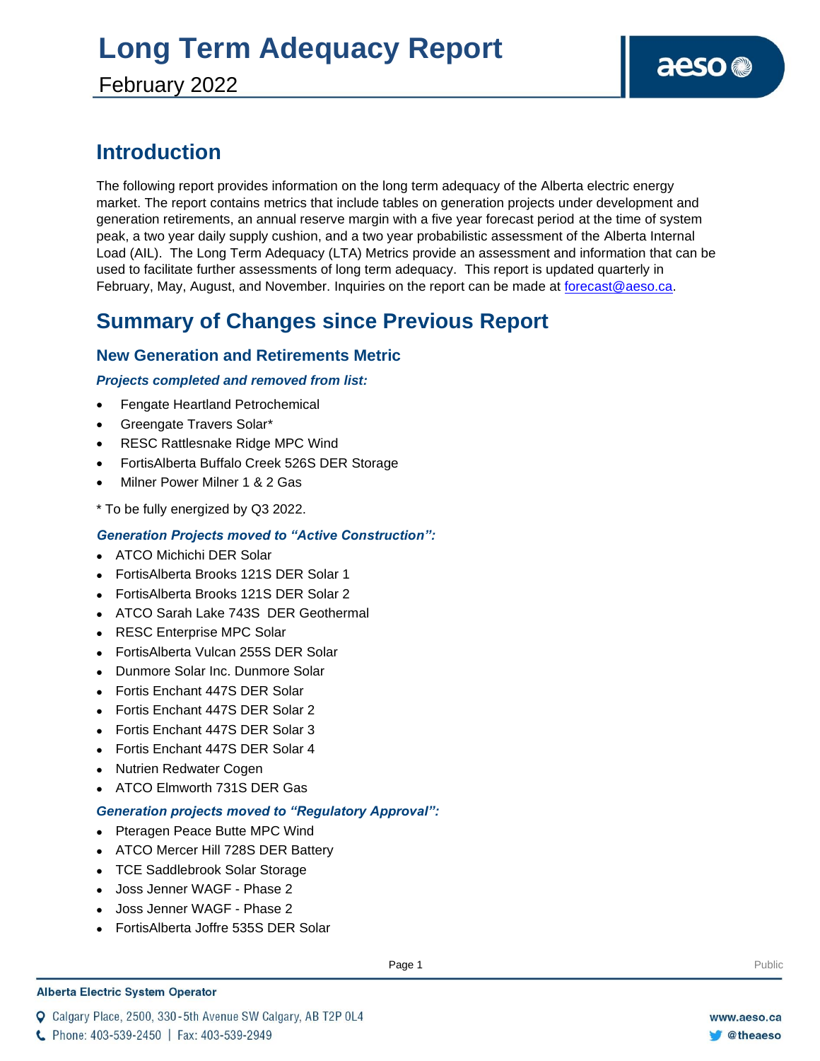# Long Term Adequacy Report

February 2022

## Introduction

The following report provides information on the long term adequacy of the Alberta electric energy market. The report contains metrics that include tables on generation projects under development and generation retirements, an annual reserve margin with a five year forecast period at the time of system peak, a two year daily supply cushion, and a two year probabilistic assessment of the Alberta Internal Load (AIL). The Long Term Adequacy (LTA) Metrics provide an assessment and information that can be used to facilitate further assessments of long term adequacy. This report is updated quarterly in February, May, August, and November. Inquiries on the report can be made at forecast@aeso.ca.

## Summary of Changes since Previous Report

### New Generation and Retirements Metric

***Projects completed and removed from list:***

- Fengate Heartland Petrochemical
- Greengate Travers Solar*
- RESC Rattlesnake Ridge MPC Wind
- FortisAlberta Buffalo Creek 526S DER Storage
- Milner Power Milner 1 & 2 Gas

* To be fully energized by Q3 2022.

***Generation Projects moved to "Active Construction":***

- ATCO Michichi DER Solar
- FortisAlberta Brooks 121S DER Solar 1
- FortisAlberta Brooks 121S DER Solar 2
- ATCO Sarah Lake 743S DER Geothermal
- RESC Enterprise MPC Solar
- FortisAlberta Vulcan 255S DER Solar
- Dunmore Solar Inc. Dunmore Solar
- Fortis Enchant 447S DER Solar
- Fortis Enchant 447S DER Solar 2
- Fortis Enchant 447S DER Solar 3
- Fortis Enchant 447S DER Solar 4
- Nutrien Redwater Cogen
- ATCO Elmworth 731S DER Gas

***Generation projects moved to "Regulatory Approval":***

- Pteragen Peace Butte MPC Wind
- ATCO Mercer Hill 728S DER Battery
- TCE Saddlebrook Solar Storage
- Joss Jenner WAGF - Phase 2
- Joss Jenner WAGF - Phase 2
- FortisAlberta Joffre 535S DER Solar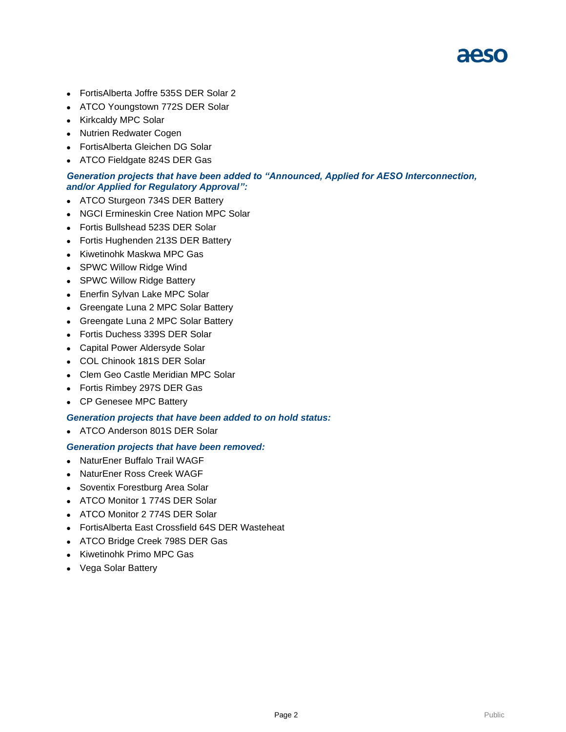- FortisAlberta Joffre 535S DER Solar 2
- ATCO Youngstown 772S DER Solar
- Kirkcaldy MPC Solar
- Nutrien Redwater Cogen
- FortisAlberta Gleichen DG Solar
- ATCO Fieldgate 824S DER Gas

***Generation projects that have been added to "Announced, Applied for AESO Interconnection, and/or Applied for Regulatory Approval":***

- ATCO Sturgeon 734S DER Battery
- NGCI Ermineskin Cree Nation MPC Solar
- Fortis Bullshead 523S DER Solar
- Fortis Hughenden 213S DER Battery
- Kiwetinohk Maskwa MPC Gas
- SPWC Willow Ridge Wind
- SPWC Willow Ridge Battery
- Enerfin Sylvan Lake MPC Solar
- Greengate Luna 2 MPC Solar Battery
- Greengate Luna 2 MPC Solar Battery
- Fortis Duchess 339S DER Solar
- Capital Power Aldersyde Solar
- COL Chinook 181S DER Solar
- Clem Geo Castle Meridian MPC Solar
- Fortis Rimbey 297S DER Gas
- CP Genesee MPC Battery

***Generation projects that have been added to on hold status:***

- ATCO Anderson 801S DER Solar

***Generation projects that have been removed:***

- NaturEner Buffalo Trail WAGF
- NaturEner Ross Creek WAGF
- Soventix Forestburg Area Solar
- ATCO Monitor 1 774S DER Solar
- ATCO Monitor 2 774S DER Solar
- FortisAlberta East Crossfield 64S DER Wasteheat
- ATCO Bridge Creek 798S DER Gas
- Kiwetinohk Primo MPC Gas
- Vega Solar Battery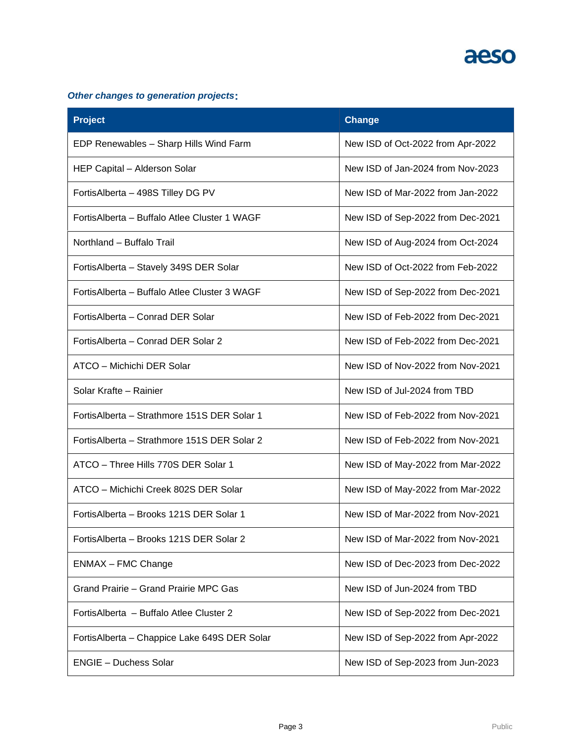***Other changes to generation projects*:**

| Project | Change |
| --- | --- |
| EDP Renewables – Sharp Hills Wind Farm | New ISD of Oct-2022 from Apr-2022 |
| HEP Capital – Alderson Solar | New ISD of Jan-2024 from Nov-2023 |
| FortisAlberta – 498S Tilley DG PV | New ISD of Mar-2022 from Jan-2022 |
| FortisAlberta – Buffalo Atlee Cluster 1 WAGF | New ISD of Sep-2022 from Dec-2021 |
| Northland – Buffalo Trail | New ISD of Aug-2024 from Oct-2024 |
| FortisAlberta – Stavely 349S DER Solar | New ISD of Oct-2022 from Feb-2022 |
| FortisAlberta – Buffalo Atlee Cluster 3 WAGF | New ISD of Sep-2022 from Dec-2021 |
| FortisAlberta – Conrad DER Solar | New ISD of Feb-2022 from Dec-2021 |
| FortisAlberta – Conrad DER Solar 2 | New ISD of Feb-2022 from Dec-2021 |
| ATCO – Michichi DER Solar | New ISD of Nov-2022 from Nov-2021 |
| Solar Krafte – Rainier | New ISD of Jul-2024 from TBD |
| FortisAlberta – Strathmore 151S DER Solar 1 | New ISD of Feb-2022 from Nov-2021 |
| FortisAlberta – Strathmore 151S DER Solar 2 | New ISD of Feb-2022 from Nov-2021 |
| ATCO – Three Hills 770S DER Solar 1 | New ISD of May-2022 from Mar-2022 |
| ATCO – Michichi Creek 802S DER Solar | New ISD of May-2022 from Mar-2022 |
| FortisAlberta – Brooks 121S DER Solar 1 | New ISD of Mar-2022 from Nov-2021 |
| FortisAlberta – Brooks 121S DER Solar 2 | New ISD of Mar-2022 from Nov-2021 |
| ENMAX – FMC Change | New ISD of Dec-2023 from Dec-2022 |
| Grand Prairie – Grand Prairie MPC Gas | New ISD of Jun-2024 from TBD |
| FortisAlberta – Buffalo Atlee Cluster 2 | New ISD of Sep-2022 from Dec-2021 |
| FortisAlberta – Chappice Lake 649S DER Solar | New ISD of Sep-2022 from Apr-2022 |
| ENGIE – Duchess Solar | New ISD of Sep-2023 from Jun-2023 |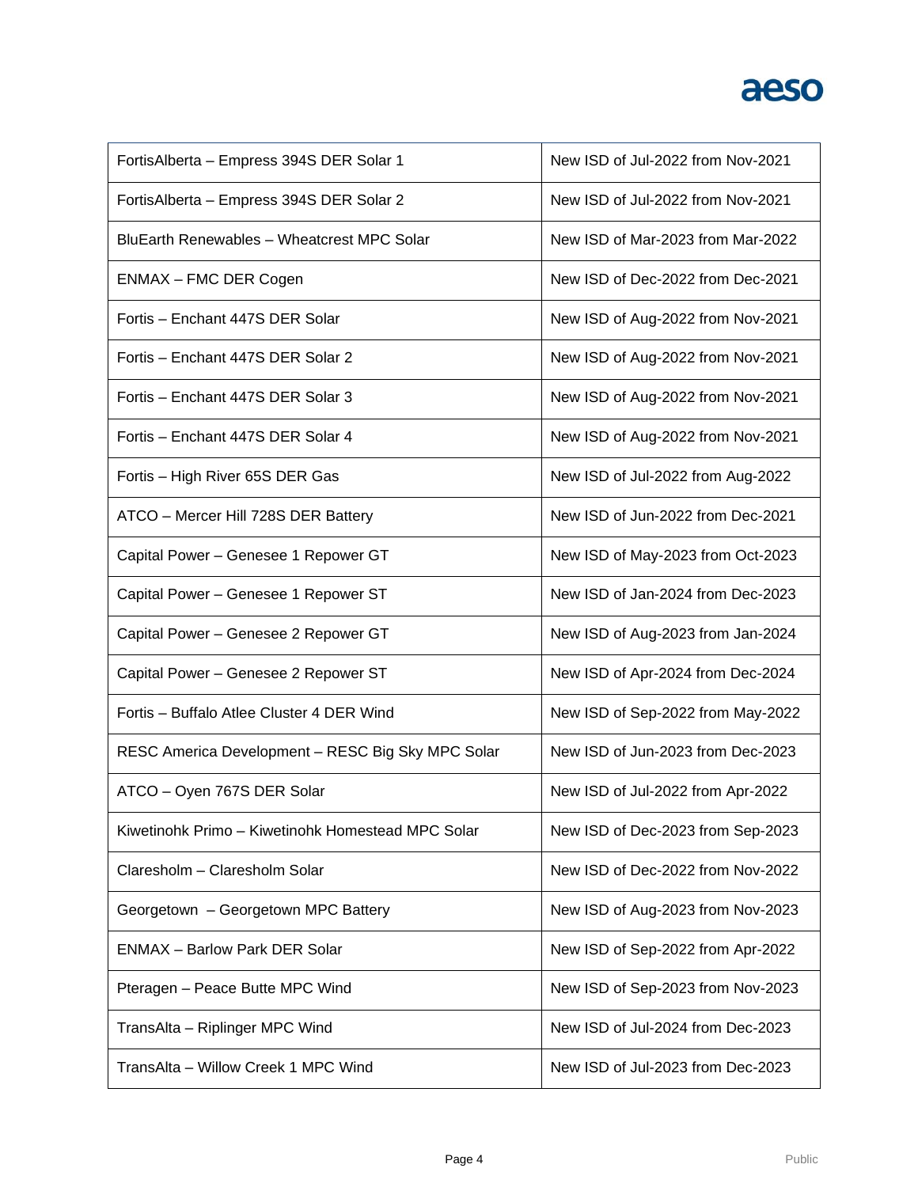| FortisAlberta – Empress 394S DER Solar 1 | New ISD of Jul-2022 from Nov-2021 |
|---|---|
| FortisAlberta – Empress 394S DER Solar 2 | New ISD of Jul-2022 from Nov-2021 |
| BluEarth Renewables – Wheatcrest MPC Solar | New ISD of Mar-2023 from Mar-2022 |
| ENMAX – FMC DER Cogen | New ISD of Dec-2022 from Dec-2021 |
| Fortis – Enchant 447S DER Solar | New ISD of Aug-2022 from Nov-2021 |
| Fortis – Enchant 447S DER Solar 2 | New ISD of Aug-2022 from Nov-2021 |
| Fortis – Enchant 447S DER Solar 3 | New ISD of Aug-2022 from Nov-2021 |
| Fortis – Enchant 447S DER Solar 4 | New ISD of Aug-2022 from Nov-2021 |
| Fortis – High River 65S DER Gas | New ISD of Jul-2022 from Aug-2022 |
| ATCO – Mercer Hill 728S DER Battery | New ISD of Jun-2022 from Dec-2021 |
| Capital Power – Genesee 1 Repower GT | New ISD of May-2023 from Oct-2023 |
| Capital Power – Genesee 1 Repower ST | New ISD of Jan-2024 from Dec-2023 |
| Capital Power – Genesee 2 Repower GT | New ISD of Aug-2023 from Jan-2024 |
| Capital Power – Genesee 2 Repower ST | New ISD of Apr-2024 from Dec-2024 |
| Fortis – Buffalo Atlee Cluster 4 DER Wind | New ISD of Sep-2022 from May-2022 |
| RESC America Development – RESC Big Sky MPC Solar | New ISD of Jun-2023 from Dec-2023 |
| ATCO – Oyen 767S DER Solar | New ISD of Jul-2022 from Apr-2022 |
| Kiwetinohk Primo – Kiwetinohk Homestead MPC Solar | New ISD of Dec-2023 from Sep-2023 |
| Claresholm – Claresholm Solar | New ISD of Dec-2022 from Nov-2022 |
| Georgetown – Georgetown MPC Battery | New ISD of Aug-2023 from Nov-2023 |
| ENMAX – Barlow Park DER Solar | New ISD of Sep-2022 from Apr-2022 |
| Pteragen – Peace Butte MPC Wind | New ISD of Sep-2023 from Nov-2023 |
| TransAlta – Riplinger MPC Wind | New ISD of Jul-2024 from Dec-2023 |
| TransAlta – Willow Creek 1 MPC Wind | New ISD of Jul-2023 from Dec-2023 |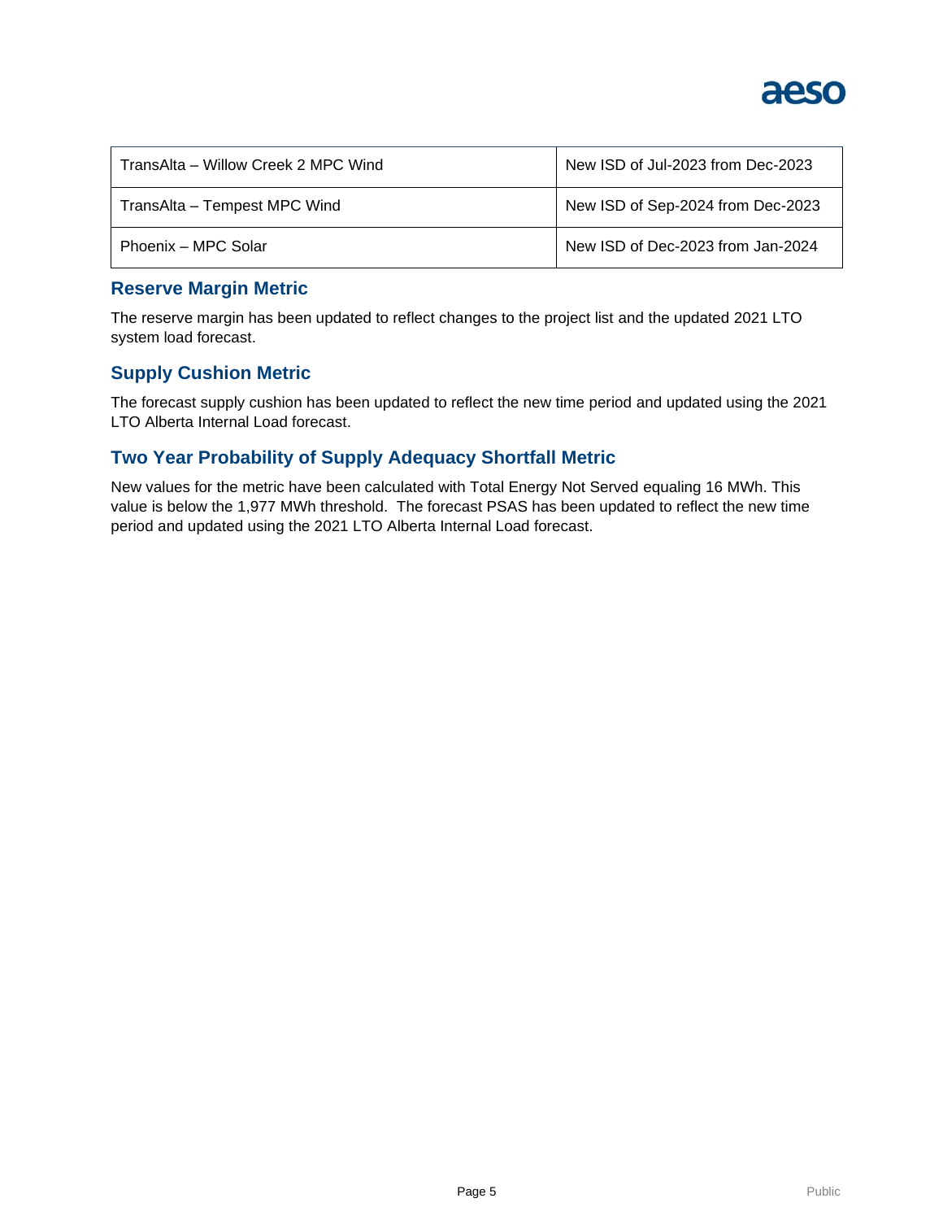| | |
|---|---|
| TransAlta – Willow Creek 2 MPC Wind | New ISD of Jul-2023 from Dec-2023 |
| TransAlta – Tempest MPC Wind | New ISD of Sep-2024 from Dec-2023 |
| Phoenix – MPC Solar | New ISD of Dec-2023 from Jan-2024 |

## Reserve Margin Metric

The reserve margin has been updated to reflect changes to the project list and the updated 2021 LTO system load forecast.

## Supply Cushion Metric

The forecast supply cushion has been updated to reflect the new time period and updated using the 2021 LTO Alberta Internal Load forecast.

## Two Year Probability of Supply Adequacy Shortfall Metric

New values for the metric have been calculated with Total Energy Not Served equaling 16 MWh. This value is below the 1,977 MWh threshold. The forecast PSAS has been updated to reflect the new time period and updated using the 2021 LTO Alberta Internal Load forecast.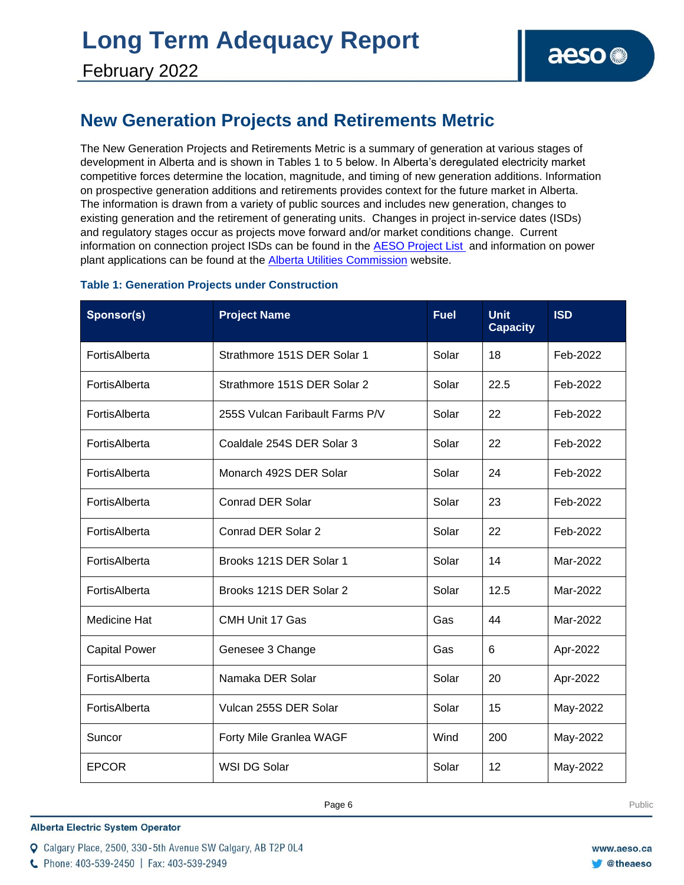## New Generation Projects and Retirements Metric

The New Generation Projects and Retirements Metric is a summary of generation at various stages of development in Alberta and is shown in Tables 1 to 5 below. In Alberta's deregulated electricity market competitive forces determine the location, magnitude, and timing of new generation additions. Information on prospective generation additions and retirements provides context for the future market in Alberta. The information is drawn from a variety of public sources and includes new generation, changes to existing generation and the retirement of generating units. Changes in project in-service dates (ISDs) and regulatory stages occur as projects move forward and/or market conditions change. Current information on connection project ISDs can be found in the AESO Project List and information on power plant applications can be found at the Alberta Utilities Commission website.

**Table 1: Generation Projects under Construction**

| Sponsor(s) | Project Name | Fuel | Unit Capacity | ISD |
|---|---|---|---|---|
| FortisAlberta | Strathmore 151S DER Solar 1 | Solar | 18 | Feb-2022 |
| FortisAlberta | Strathmore 151S DER Solar 2 | Solar | 22.5 | Feb-2022 |
| FortisAlberta | 255S Vulcan Faribault Farms P/V | Solar | 22 | Feb-2022 |
| FortisAlberta | Coaldale 254S DER Solar 3 | Solar | 22 | Feb-2022 |
| FortisAlberta | Monarch 492S DER Solar | Solar | 24 | Feb-2022 |
| FortisAlberta | Conrad DER Solar | Solar | 23 | Feb-2022 |
| FortisAlberta | Conrad DER Solar 2 | Solar | 22 | Feb-2022 |
| FortisAlberta | Brooks 121S DER Solar 1 | Solar | 14 | Mar-2022 |
| FortisAlberta | Brooks 121S DER Solar 2 | Solar | 12.5 | Mar-2022 |
| Medicine Hat | CMH Unit 17 Gas | Gas | 44 | Mar-2022 |
| Capital Power | Genesee 3 Change | Gas | 6 | Apr-2022 |
| FortisAlberta | Namaka DER Solar | Solar | 20 | Apr-2022 |
| FortisAlberta | Vulcan 255S DER Solar | Solar | 15 | May-2022 |
| Suncor | Forty Mile Granlea WAGF | Wind | 200 | May-2022 |
| EPCOR | WSI DG Solar | Solar | 12 | May-2022 |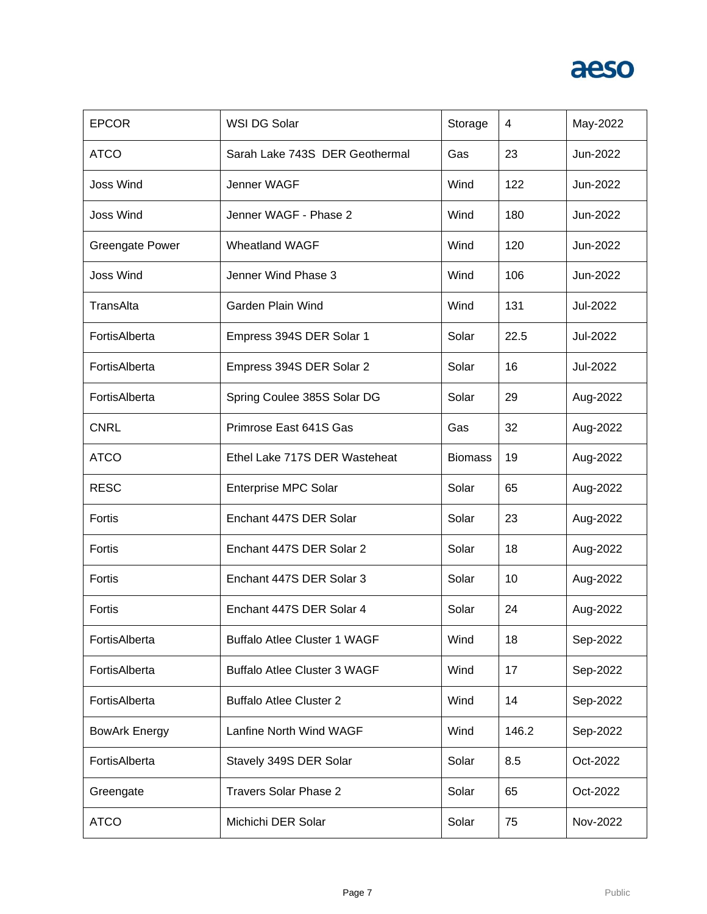| EPCOR | WSI DG Solar | Storage | 4 | May-2022 |
|---|---|---|---|---|
| ATCO | Sarah Lake 743S  DER Geothermal | Gas | 23 | Jun-2022 |
| Joss Wind | Jenner WAGF | Wind | 122 | Jun-2022 |
| Joss Wind | Jenner WAGF - Phase 2 | Wind | 180 | Jun-2022 |
| Greengate Power | Wheatland WAGF | Wind | 120 | Jun-2022 |
| Joss Wind | Jenner Wind Phase 3 | Wind | 106 | Jun-2022 |
| TransAlta | Garden Plain Wind | Wind | 131 | Jul-2022 |
| FortisAlberta | Empress 394S DER Solar 1 | Solar | 22.5 | Jul-2022 |
| FortisAlberta | Empress 394S DER Solar 2 | Solar | 16 | Jul-2022 |
| FortisAlberta | Spring Coulee 385S Solar DG | Solar | 29 | Aug-2022 |
| CNRL | Primrose East 641S Gas | Gas | 32 | Aug-2022 |
| ATCO | Ethel Lake 717S DER Wasteheat | Biomass | 19 | Aug-2022 |
| RESC | Enterprise MPC Solar | Solar | 65 | Aug-2022 |
| Fortis | Enchant 447S DER Solar | Solar | 23 | Aug-2022 |
| Fortis | Enchant 447S DER Solar 2 | Solar | 18 | Aug-2022 |
| Fortis | Enchant 447S DER Solar 3 | Solar | 10 | Aug-2022 |
| Fortis | Enchant 447S DER Solar 4 | Solar | 24 | Aug-2022 |
| FortisAlberta | Buffalo Atlee Cluster 1 WAGF | Wind | 18 | Sep-2022 |
| FortisAlberta | Buffalo Atlee Cluster 3 WAGF | Wind | 17 | Sep-2022 |
| FortisAlberta | Buffalo Atlee Cluster 2 | Wind | 14 | Sep-2022 |
| BowArk Energy | Lanfine North Wind WAGF | Wind | 146.2 | Sep-2022 |
| FortisAlberta | Stavely 349S DER Solar | Solar | 8.5 | Oct-2022 |
| Greengate | Travers Solar Phase 2 | Solar | 65 | Oct-2022 |
| ATCO | Michichi DER Solar | Solar | 75 | Nov-2022 |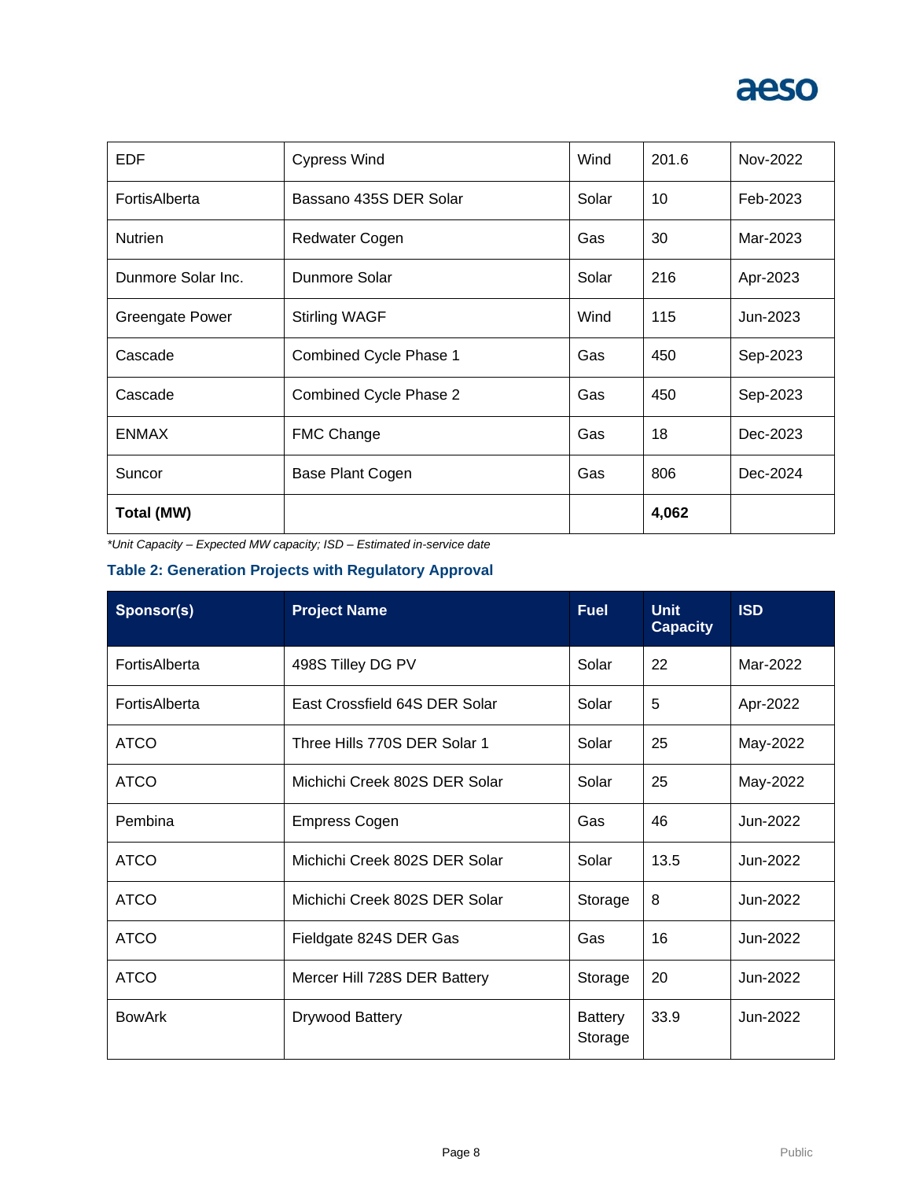| | | | | |
|---|---|---|---|---|
| EDF | Cypress Wind | Wind | 201.6 | Nov-2022 |
| FortisAlberta | Bassano 435S DER Solar | Solar | 10 | Feb-2023 |
| Nutrien | Redwater Cogen | Gas | 30 | Mar-2023 |
| Dunmore Solar Inc. | Dunmore Solar | Solar | 216 | Apr-2023 |
| Greengate Power | Stirling WAGF | Wind | 115 | Jun-2023 |
| Cascade | Combined Cycle Phase 1 | Gas | 450 | Sep-2023 |
| Cascade | Combined Cycle Phase 2 | Gas | 450 | Sep-2023 |
| ENMAX | FMC Change | Gas | 18 | Dec-2023 |
| Suncor | Base Plant Cogen | Gas | 806 | Dec-2024 |
| **Total (MW)** | | | **4,062** | |

*\*Unit Capacity – Expected MW capacity; ISD – Estimated in-service date*

**Table 2: Generation Projects with Regulatory Approval**

| Sponsor(s) | Project Name | Fuel | Unit Capacity | ISD |
|---|---|---|---|---|
| FortisAlberta | 498S Tilley DG PV | Solar | 22 | Mar-2022 |
| FortisAlberta | East Crossfield 64S DER Solar | Solar | 5 | Apr-2022 |
| ATCO | Three Hills 770S DER Solar 1 | Solar | 25 | May-2022 |
| ATCO | Michichi Creek 802S DER Solar | Solar | 25 | May-2022 |
| Pembina | Empress Cogen | Gas | 46 | Jun-2022 |
| ATCO | Michichi Creek 802S DER Solar | Solar | 13.5 | Jun-2022 |
| ATCO | Michichi Creek 802S DER Solar | Storage | 8 | Jun-2022 |
| ATCO | Fieldgate 824S DER Gas | Gas | 16 | Jun-2022 |
| ATCO | Mercer Hill 728S DER Battery | Storage | 20 | Jun-2022 |
| BowArk | Drywood Battery | Battery Storage | 33.9 | Jun-2022 |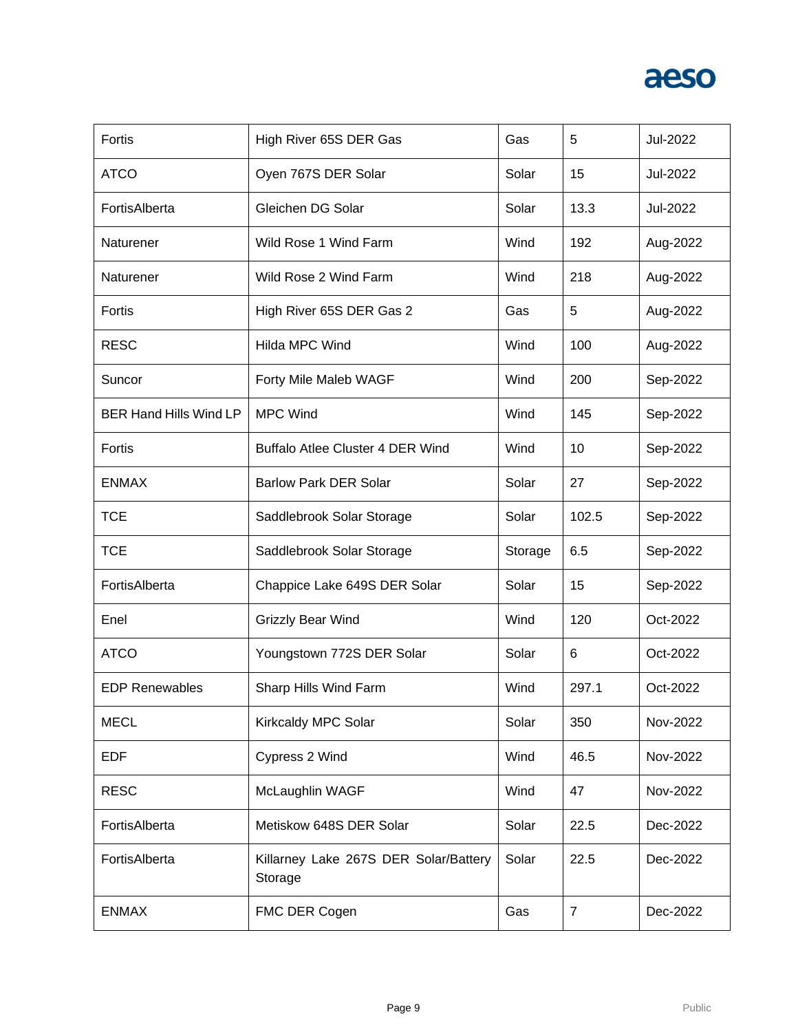| Fortis | High River 65S DER Gas | Gas | 5 | Jul-2022 |
|---|---|---|---|---|
| ATCO | Oyen 767S DER Solar | Solar | 15 | Jul-2022 |
| FortisAlberta | Gleichen DG Solar | Solar | 13.3 | Jul-2022 |
| Naturener | Wild Rose 1 Wind Farm | Wind | 192 | Aug-2022 |
| Naturener | Wild Rose 2 Wind Farm | Wind | 218 | Aug-2022 |
| Fortis | High River 65S DER Gas 2 | Gas | 5 | Aug-2022 |
| RESC | Hilda MPC Wind | Wind | 100 | Aug-2022 |
| Suncor | Forty Mile Maleb WAGF | Wind | 200 | Sep-2022 |
| BER Hand Hills Wind LP | MPC Wind | Wind | 145 | Sep-2022 |
| Fortis | Buffalo Atlee Cluster 4 DER Wind | Wind | 10 | Sep-2022 |
| ENMAX | Barlow Park DER Solar | Solar | 27 | Sep-2022 |
| TCE | Saddlebrook Solar Storage | Solar | 102.5 | Sep-2022 |
| TCE | Saddlebrook Solar Storage | Storage | 6.5 | Sep-2022 |
| FortisAlberta | Chappice Lake 649S DER Solar | Solar | 15 | Sep-2022 |
| Enel | Grizzly Bear Wind | Wind | 120 | Oct-2022 |
| ATCO | Youngstown 772S DER Solar | Solar | 6 | Oct-2022 |
| EDP Renewables | Sharp Hills Wind Farm | Wind | 297.1 | Oct-2022 |
| MECL | Kirkcaldy MPC Solar | Solar | 350 | Nov-2022 |
| EDF | Cypress 2 Wind | Wind | 46.5 | Nov-2022 |
| RESC | McLaughlin WAGF | Wind | 47 | Nov-2022 |
| FortisAlberta | Metiskow 648S DER Solar | Solar | 22.5 | Dec-2022 |
| FortisAlberta | Killarney Lake 267S DER Solar/Battery Storage | Solar | 22.5 | Dec-2022 |
| ENMAX | FMC DER Cogen | Gas | 7 | Dec-2022 |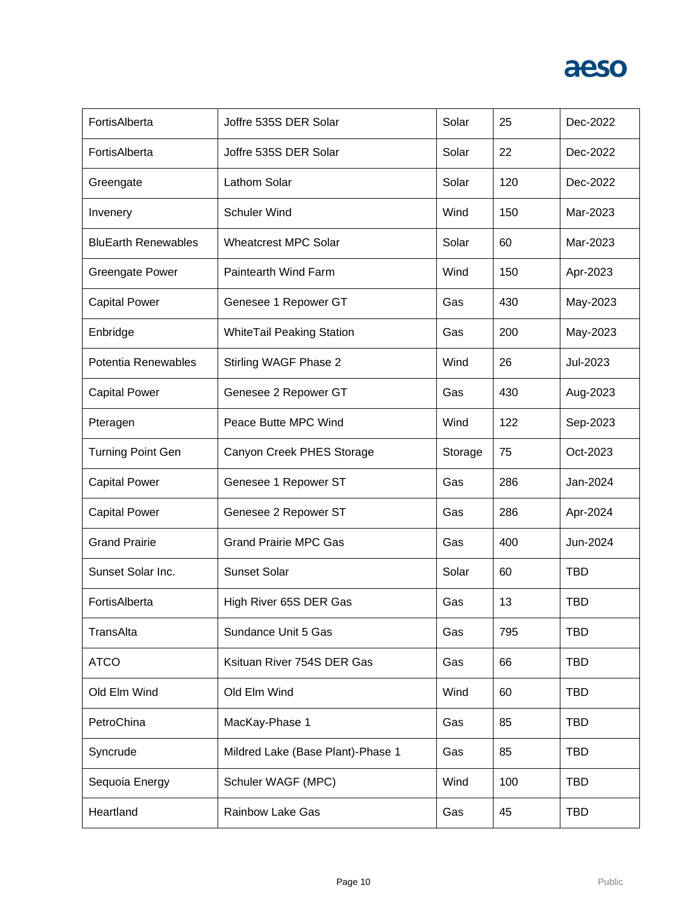| | | | | |
|---|---|---|---|---|
| FortisAlberta | Joffre 535S DER Solar | Solar | 25 | Dec-2022 |
| FortisAlberta | Joffre 535S DER Solar | Solar | 22 | Dec-2022 |
| Greengate | Lathom Solar | Solar | 120 | Dec-2022 |
| Invenery | Schuler Wind | Wind | 150 | Mar-2023 |
| BluEarth Renewables | Wheatcrest MPC Solar | Solar | 60 | Mar-2023 |
| Greengate Power | Paintearth Wind Farm | Wind | 150 | Apr-2023 |
| Capital Power | Genesee 1 Repower GT | Gas | 430 | May-2023 |
| Enbridge | WhiteTail Peaking Station | Gas | 200 | May-2023 |
| Potentia Renewables | Stirling WAGF Phase 2 | Wind | 26 | Jul-2023 |
| Capital Power | Genesee 2 Repower GT | Gas | 430 | Aug-2023 |
| Pteragen | Peace Butte MPC Wind | Wind | 122 | Sep-2023 |
| Turning Point Gen | Canyon Creek PHES Storage | Storage | 75 | Oct-2023 |
| Capital Power | Genesee 1 Repower ST | Gas | 286 | Jan-2024 |
| Capital Power | Genesee 2 Repower ST | Gas | 286 | Apr-2024 |
| Grand Prairie | Grand Prairie MPC Gas | Gas | 400 | Jun-2024 |
| Sunset Solar Inc. | Sunset Solar | Solar | 60 | TBD |
| FortisAlberta | High River 65S DER Gas | Gas | 13 | TBD |
| TransAlta | Sundance Unit 5 Gas | Gas | 795 | TBD |
| ATCO | Ksituan River 754S DER Gas | Gas | 66 | TBD |
| Old Elm Wind | Old Elm Wind | Wind | 60 | TBD |
| PetroChina | MacKay-Phase 1 | Gas | 85 | TBD |
| Syncrude | Mildred Lake (Base Plant)-Phase 1 | Gas | 85 | TBD |
| Sequoia Energy | Schuler WAGF (MPC) | Wind | 100 | TBD |
| Heartland | Rainbow Lake Gas | Gas | 45 | TBD |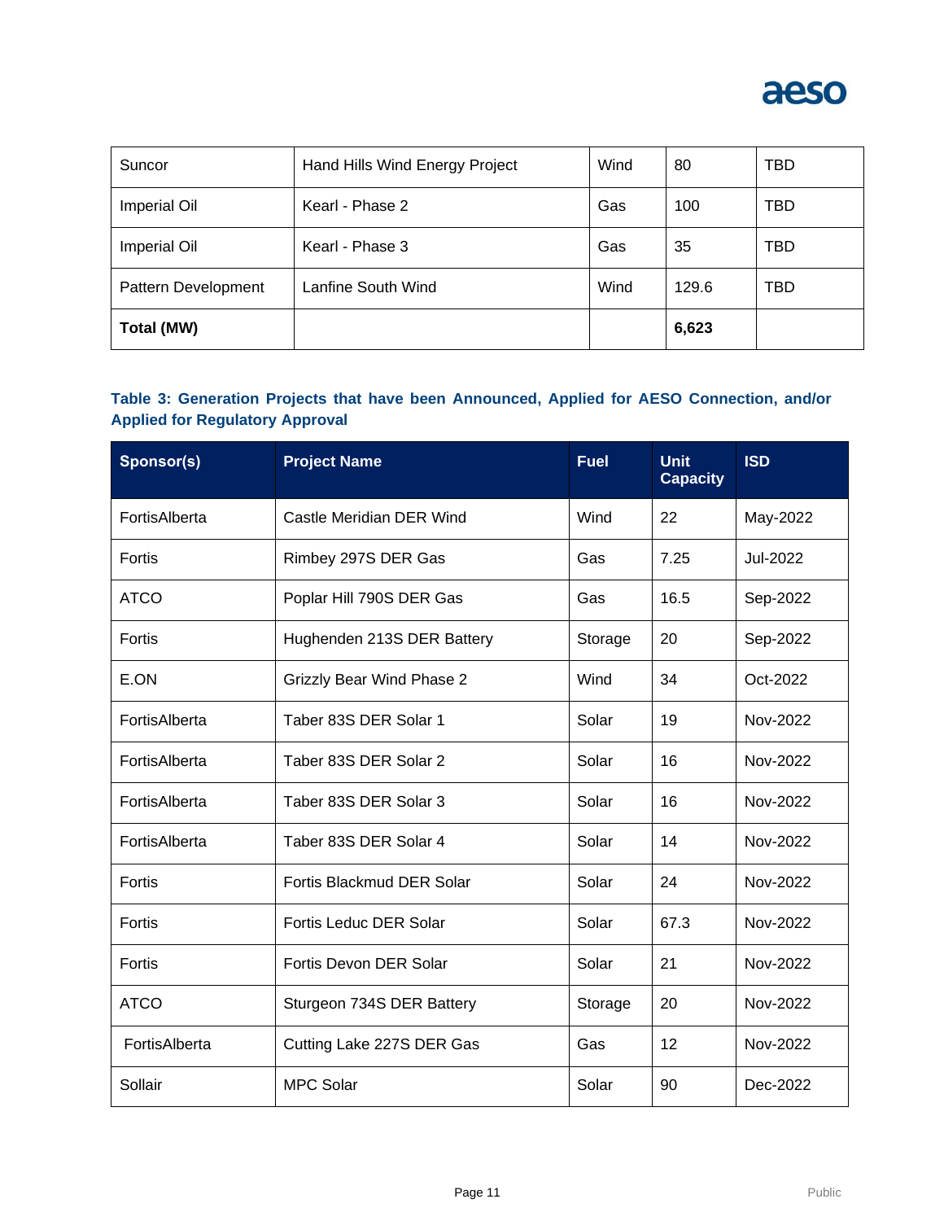| Suncor | Hand Hills Wind Energy Project | Wind | 80 | TBD |
|---|---|---|---|---|
| Imperial Oil | Kearl - Phase 2 | Gas | 100 | TBD |
| Imperial Oil | Kearl - Phase 3 | Gas | 35 | TBD |
| Pattern Development | Lanfine South Wind | Wind | 129.6 | TBD |
| **Total (MW)** | | | **6,623** | |

**Table 3: Generation Projects that have been Announced, Applied for AESO Connection, and/or Applied for Regulatory Approval**

| Sponsor(s) | Project Name | Fuel | Unit Capacity | ISD |
|---|---|---|---|---|
| FortisAlberta | Castle Meridian DER Wind | Wind | 22 | May-2022 |
| Fortis | Rimbey 297S DER Gas | Gas | 7.25 | Jul-2022 |
| ATCO | Poplar Hill 790S DER Gas | Gas | 16.5 | Sep-2022 |
| Fortis | Hughenden 213S DER Battery | Storage | 20 | Sep-2022 |
| E.ON | Grizzly Bear Wind Phase 2 | Wind | 34 | Oct-2022 |
| FortisAlberta | Taber 83S DER Solar 1 | Solar | 19 | Nov-2022 |
| FortisAlberta | Taber 83S DER Solar 2 | Solar | 16 | Nov-2022 |
| FortisAlberta | Taber 83S DER Solar 3 | Solar | 16 | Nov-2022 |
| FortisAlberta | Taber 83S DER Solar 4 | Solar | 14 | Nov-2022 |
| Fortis | Fortis Blackmud DER Solar | Solar | 24 | Nov-2022 |
| Fortis | Fortis Leduc DER Solar | Solar | 67.3 | Nov-2022 |
| Fortis | Fortis Devon DER Solar | Solar | 21 | Nov-2022 |
| ATCO | Sturgeon 734S DER Battery | Storage | 20 | Nov-2022 |
| FortisAlberta | Cutting Lake 227S DER Gas | Gas | 12 | Nov-2022 |
| Sollair | MPC Solar | Solar | 90 | Dec-2022 |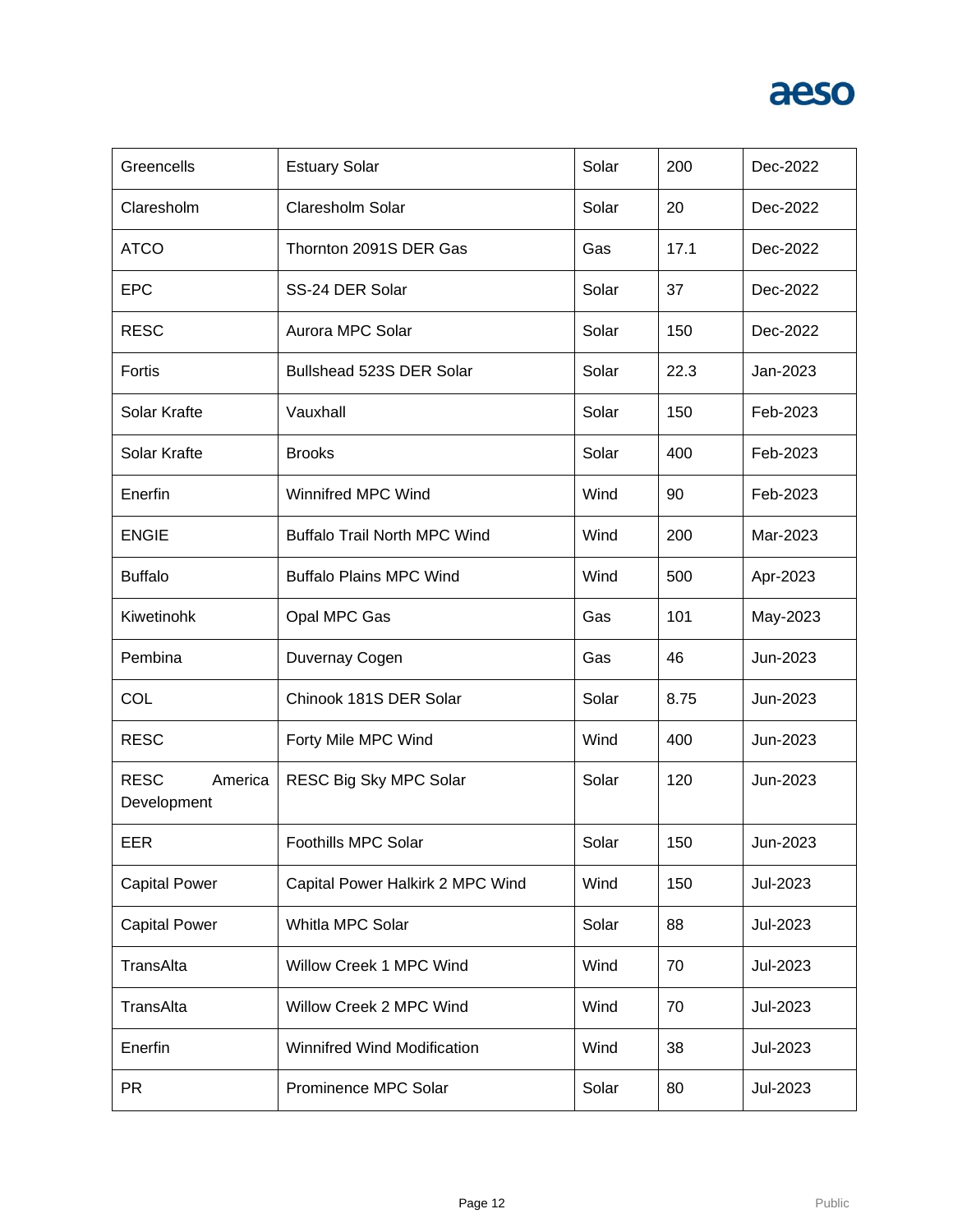| Greencells | Estuary Solar | Solar | 200 | Dec-2022 |
|---|---|---|---|---|
| Claresholm | Claresholm Solar | Solar | 20 | Dec-2022 |
| ATCO | Thornton 2091S DER Gas | Gas | 17.1 | Dec-2022 |
| EPC | SS-24 DER Solar | Solar | 37 | Dec-2022 |
| RESC | Aurora MPC Solar | Solar | 150 | Dec-2022 |
| Fortis | Bullshead 523S DER Solar | Solar | 22.3 | Jan-2023 |
| Solar Krafte | Vauxhall | Solar | 150 | Feb-2023 |
| Solar Krafte | Brooks | Solar | 400 | Feb-2023 |
| Enerfin | Winnifred MPC Wind | Wind | 90 | Feb-2023 |
| ENGIE | Buffalo Trail North MPC Wind | Wind | 200 | Mar-2023 |
| Buffalo | Buffalo Plains MPC Wind | Wind | 500 | Apr-2023 |
| Kiwetinohk | Opal MPC Gas | Gas | 101 | May-2023 |
| Pembina | Duvernay Cogen | Gas | 46 | Jun-2023 |
| COL | Chinook 181S DER Solar | Solar | 8.75 | Jun-2023 |
| RESC | Forty Mile MPC Wind | Wind | 400 | Jun-2023 |
| RESC America Development | RESC Big Sky MPC Solar | Solar | 120 | Jun-2023 |
| EER | Foothills MPC Solar | Solar | 150 | Jun-2023 |
| Capital Power | Capital Power Halkirk 2 MPC Wind | Wind | 150 | Jul-2023 |
| Capital Power | Whitla MPC Solar | Solar | 88 | Jul-2023 |
| TransAlta | Willow Creek 1 MPC Wind | Wind | 70 | Jul-2023 |
| TransAlta | Willow Creek 2 MPC Wind | Wind | 70 | Jul-2023 |
| Enerfin | Winnifred Wind Modification | Wind | 38 | Jul-2023 |
| PR | Prominence MPC Solar | Solar | 80 | Jul-2023 |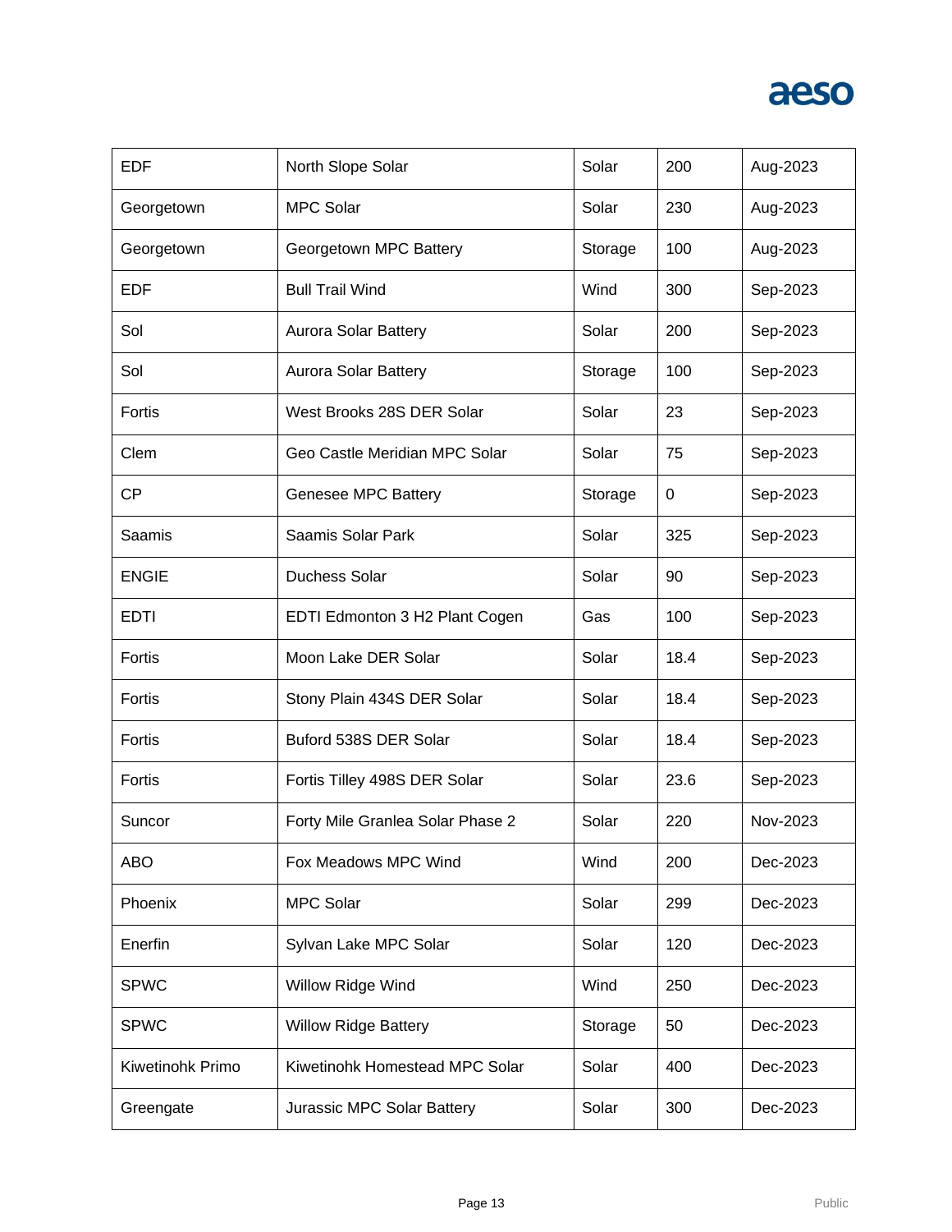| | | | | |
|---|---|---|---|---|
| EDF | North Slope Solar | Solar | 200 | Aug-2023 |
| Georgetown | MPC Solar | Solar | 230 | Aug-2023 |
| Georgetown | Georgetown MPC Battery | Storage | 100 | Aug-2023 |
| EDF | Bull Trail Wind | Wind | 300 | Sep-2023 |
| Sol | Aurora Solar Battery | Solar | 200 | Sep-2023 |
| Sol | Aurora Solar Battery | Storage | 100 | Sep-2023 |
| Fortis | West Brooks 28S DER Solar | Solar | 23 | Sep-2023 |
| Clem | Geo Castle Meridian MPC Solar | Solar | 75 | Sep-2023 |
| CP | Genesee MPC Battery | Storage | 0 | Sep-2023 |
| Saamis | Saamis Solar Park | Solar | 325 | Sep-2023 |
| ENGIE | Duchess Solar | Solar | 90 | Sep-2023 |
| EDTI | EDTI Edmonton 3 H2 Plant Cogen | Gas | 100 | Sep-2023 |
| Fortis | Moon Lake DER Solar | Solar | 18.4 | Sep-2023 |
| Fortis | Stony Plain 434S DER Solar | Solar | 18.4 | Sep-2023 |
| Fortis | Buford 538S DER Solar | Solar | 18.4 | Sep-2023 |
| Fortis | Fortis Tilley 498S DER Solar | Solar | 23.6 | Sep-2023 |
| Suncor | Forty Mile Granlea Solar Phase 2 | Solar | 220 | Nov-2023 |
| ABO | Fox Meadows MPC Wind | Wind | 200 | Dec-2023 |
| Phoenix | MPC Solar | Solar | 299 | Dec-2023 |
| Enerfin | Sylvan Lake MPC Solar | Solar | 120 | Dec-2023 |
| SPWC | Willow Ridge Wind | Wind | 250 | Dec-2023 |
| SPWC | Willow Ridge Battery | Storage | 50 | Dec-2023 |
| Kiwetinohk Primo | Kiwetinohk Homestead MPC Solar | Solar | 400 | Dec-2023 |
| Greengate | Jurassic MPC Solar Battery | Solar | 300 | Dec-2023 |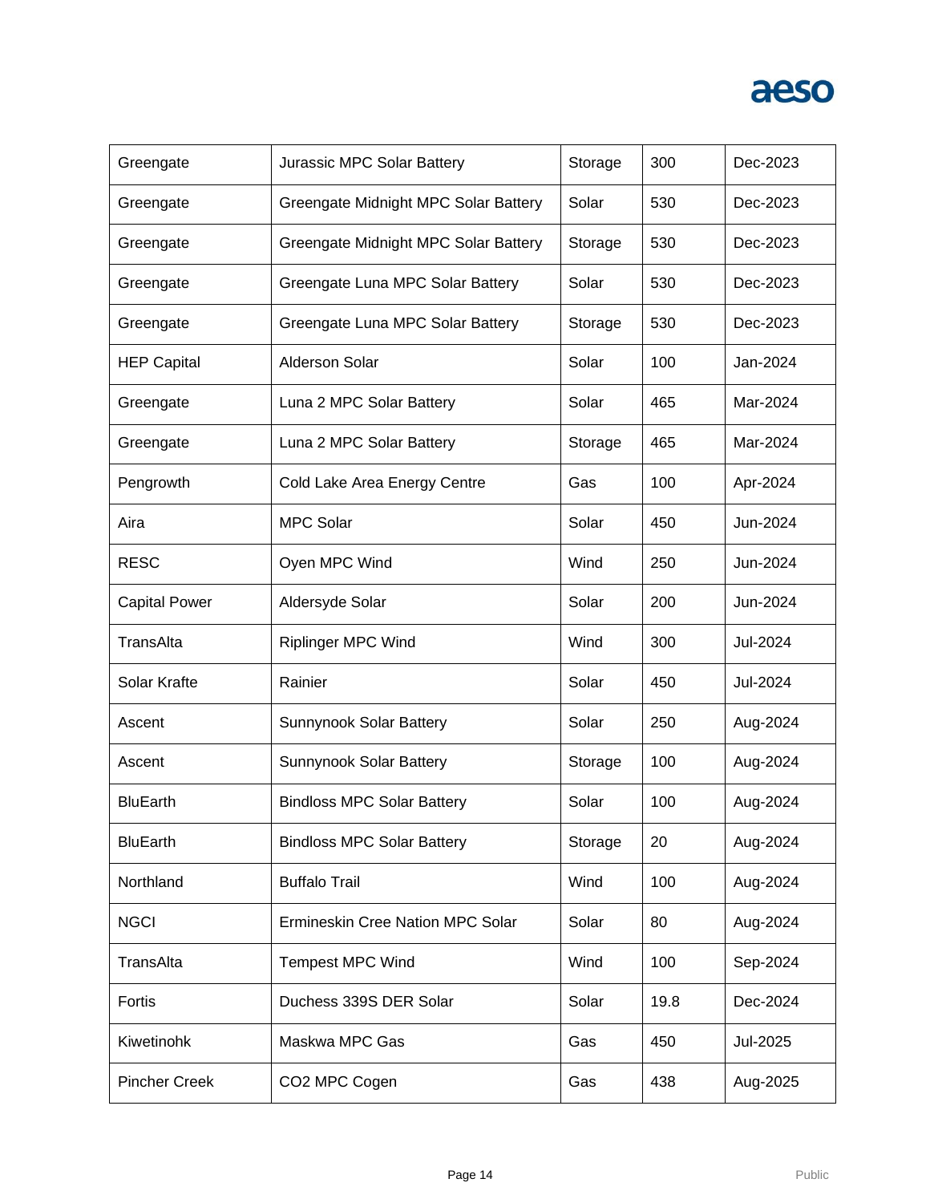| Greengate | Jurassic MPC Solar Battery | Storage | 300 | Dec-2023 |
|---|---|---|---|---|
| Greengate | Greengate Midnight MPC Solar Battery | Solar | 530 | Dec-2023 |
| Greengate | Greengate Midnight MPC Solar Battery | Storage | 530 | Dec-2023 |
| Greengate | Greengate Luna MPC Solar Battery | Solar | 530 | Dec-2023 |
| Greengate | Greengate Luna MPC Solar Battery | Storage | 530 | Dec-2023 |
| HEP Capital | Alderson Solar | Solar | 100 | Jan-2024 |
| Greengate | Luna 2 MPC Solar Battery | Solar | 465 | Mar-2024 |
| Greengate | Luna 2 MPC Solar Battery | Storage | 465 | Mar-2024 |
| Pengrowth | Cold Lake Area Energy Centre | Gas | 100 | Apr-2024 |
| Aira | MPC Solar | Solar | 450 | Jun-2024 |
| RESC | Oyen MPC Wind | Wind | 250 | Jun-2024 |
| Capital Power | Aldersyde Solar | Solar | 200 | Jun-2024 |
| TransAlta | Riplinger MPC Wind | Wind | 300 | Jul-2024 |
| Solar Krafte | Rainier | Solar | 450 | Jul-2024 |
| Ascent | Sunnynook Solar Battery | Solar | 250 | Aug-2024 |
| Ascent | Sunnynook Solar Battery | Storage | 100 | Aug-2024 |
| BluEarth | Bindloss MPC Solar Battery | Solar | 100 | Aug-2024 |
| BluEarth | Bindloss MPC Solar Battery | Storage | 20 | Aug-2024 |
| Northland | Buffalo Trail | Wind | 100 | Aug-2024 |
| NGCI | Ermineskin Cree Nation MPC Solar | Solar | 80 | Aug-2024 |
| TransAlta | Tempest MPC Wind | Wind | 100 | Sep-2024 |
| Fortis | Duchess 339S DER Solar | Solar | 19.8 | Dec-2024 |
| Kiwetinohk | Maskwa MPC Gas | Gas | 450 | Jul-2025 |
| Pincher Creek | CO2 MPC Cogen | Gas | 438 | Aug-2025 |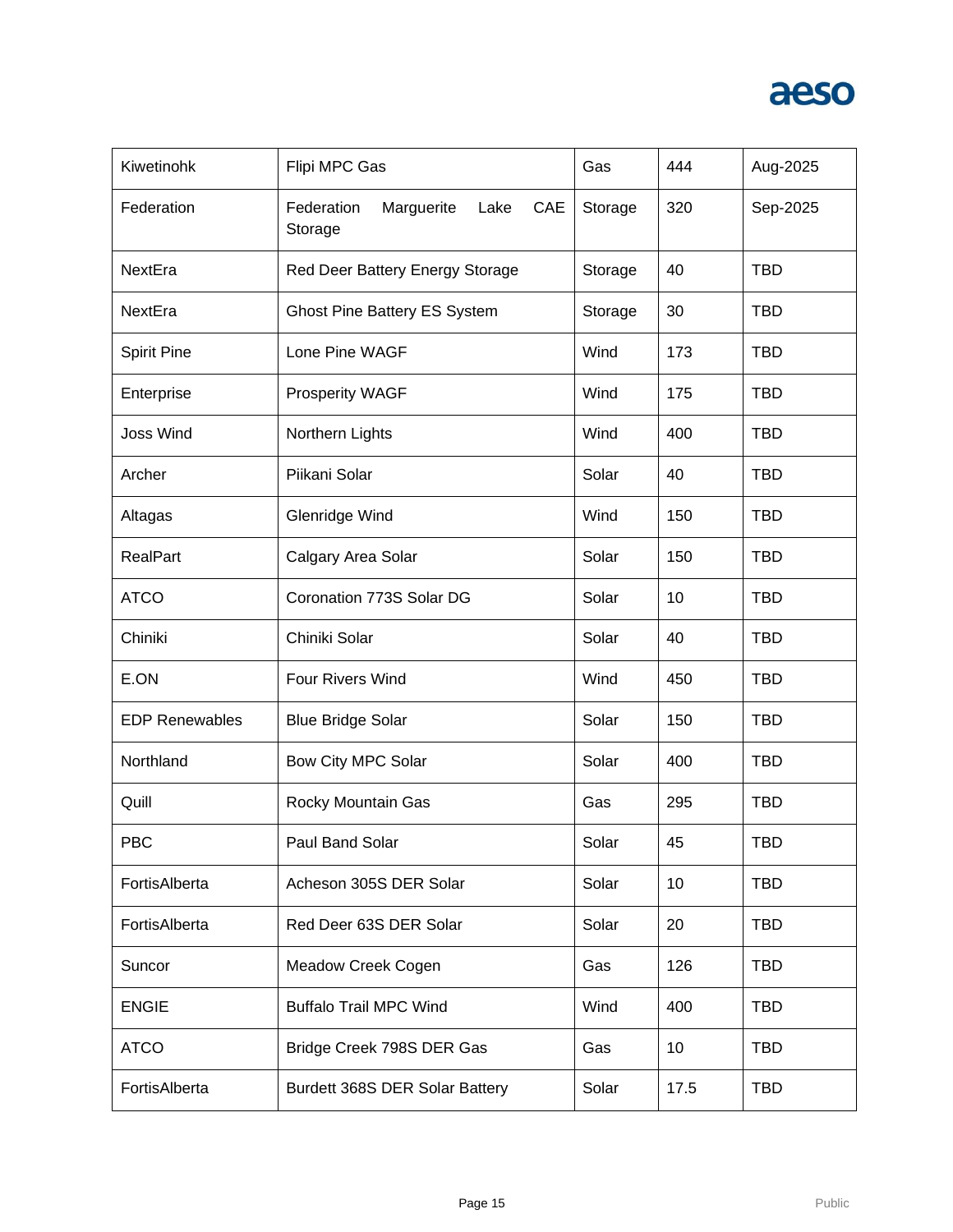| Kiwetinohk | Flipi MPC Gas | Gas | 444 | Aug-2025 |
|---|---|---|---|---|
| Federation | Federation Marguerite Lake CAE Storage | Storage | 320 | Sep-2025 |
| NextEra | Red Deer Battery Energy Storage | Storage | 40 | TBD |
| NextEra | Ghost Pine Battery ES System | Storage | 30 | TBD |
| Spirit Pine | Lone Pine WAGF | Wind | 173 | TBD |
| Enterprise | Prosperity WAGF | Wind | 175 | TBD |
| Joss Wind | Northern Lights | Wind | 400 | TBD |
| Archer | Piikani Solar | Solar | 40 | TBD |
| Altagas | Glenridge Wind | Wind | 150 | TBD |
| RealPart | Calgary Area Solar | Solar | 150 | TBD |
| ATCO | Coronation 773S Solar DG | Solar | 10 | TBD |
| Chiniki | Chiniki Solar | Solar | 40 | TBD |
| E.ON | Four Rivers Wind | Wind | 450 | TBD |
| EDP Renewables | Blue Bridge Solar | Solar | 150 | TBD |
| Northland | Bow City MPC Solar | Solar | 400 | TBD |
| Quill | Rocky Mountain Gas | Gas | 295 | TBD |
| PBC | Paul Band Solar | Solar | 45 | TBD |
| FortisAlberta | Acheson 305S DER Solar | Solar | 10 | TBD |
| FortisAlberta | Red Deer 63S DER Solar | Solar | 20 | TBD |
| Suncor | Meadow Creek Cogen | Gas | 126 | TBD |
| ENGIE | Buffalo Trail MPC Wind | Wind | 400 | TBD |
| ATCO | Bridge Creek 798S DER Gas | Gas | 10 | TBD |
| FortisAlberta | Burdett 368S DER Solar Battery | Solar | 17.5 | TBD |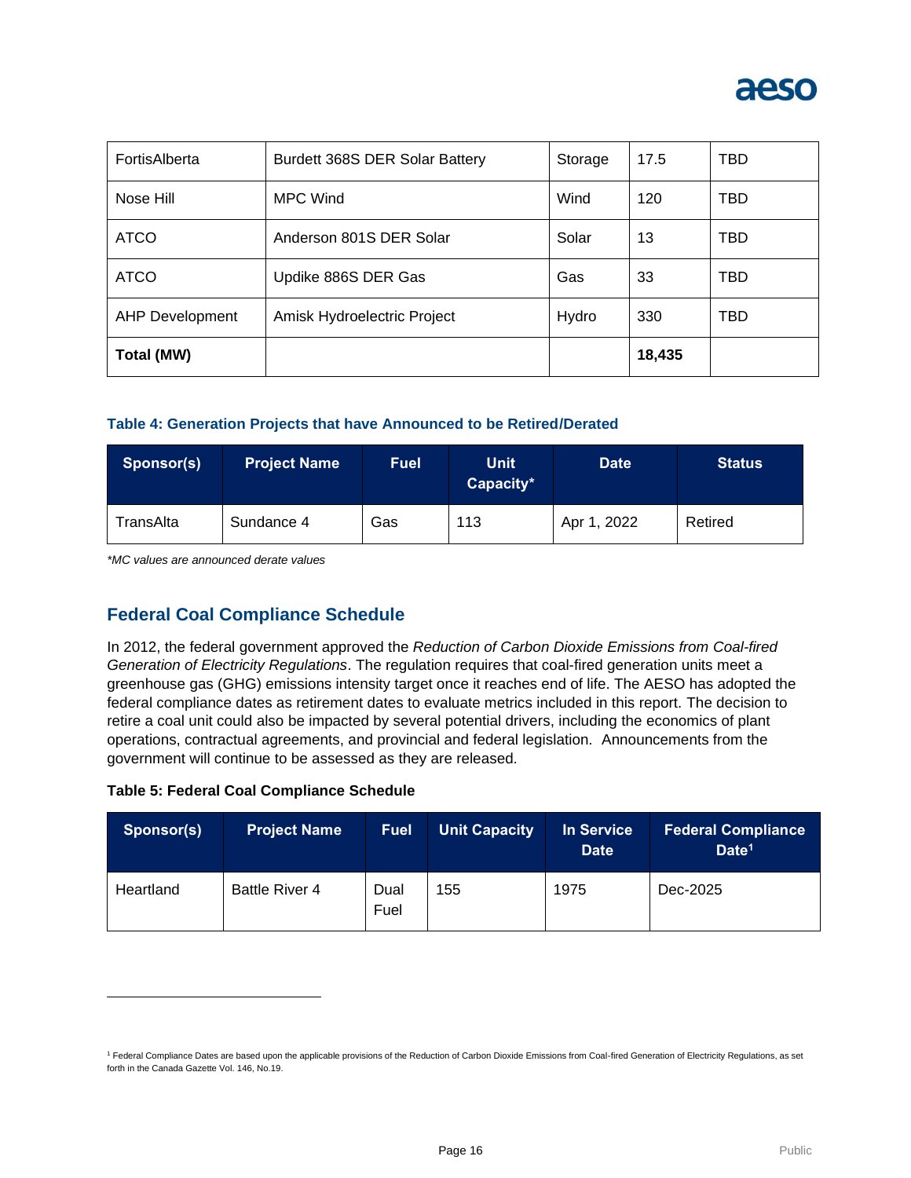| | | | | |
|---|---|---|---|---|
| FortisAlberta | Burdett 368S DER Solar Battery | Storage | 17.5 | TBD |
| Nose Hill | MPC Wind | Wind | 120 | TBD |
| ATCO | Anderson 801S DER Solar | Solar | 13 | TBD |
| ATCO | Updike 886S DER Gas | Gas | 33 | TBD |
| AHP Development | Amisk Hydroelectric Project | Hydro | 330 | TBD |
| **Total (MW)** | | | **18,435** | |

**Table 4: Generation Projects that have Announced to be Retired/Derated**

| Sponsor(s) | Project Name | Fuel | Unit Capacity* | Date | Status |
|---|---|---|---|---|---|
| TransAlta | Sundance 4 | Gas | 113 | Apr 1, 2022 | Retired |

*\*MC values are announced derate values*

## Federal Coal Compliance Schedule

In 2012, the federal government approved the *Reduction of Carbon Dioxide Emissions from Coal-fired Generation of Electricity Regulations*. The regulation requires that coal-fired generation units meet a greenhouse gas (GHG) emissions intensity target once it reaches end of life. The AESO has adopted the federal compliance dates as retirement dates to evaluate metrics included in this report. The decision to retire a coal unit could also be impacted by several potential drivers, including the economics of plant operations, contractual agreements, and provincial and federal legislation. Announcements from the government will continue to be assessed as they are released.

**Table 5: Federal Coal Compliance Schedule**

| Sponsor(s) | Project Name | Fuel | Unit Capacity | In Service Date | Federal Compliance Date[1] |
|---|---|---|---|---|---|
| Heartland | Battle River 4 | Dual Fuel | 155 | 1975 | Dec-2025 |

[1] Federal Compliance Dates are based upon the applicable provisions of the Reduction of Carbon Dioxide Emissions from Coal-fired Generation of Electricity Regulations, as set forth in the Canada Gazette Vol. 146, No.19.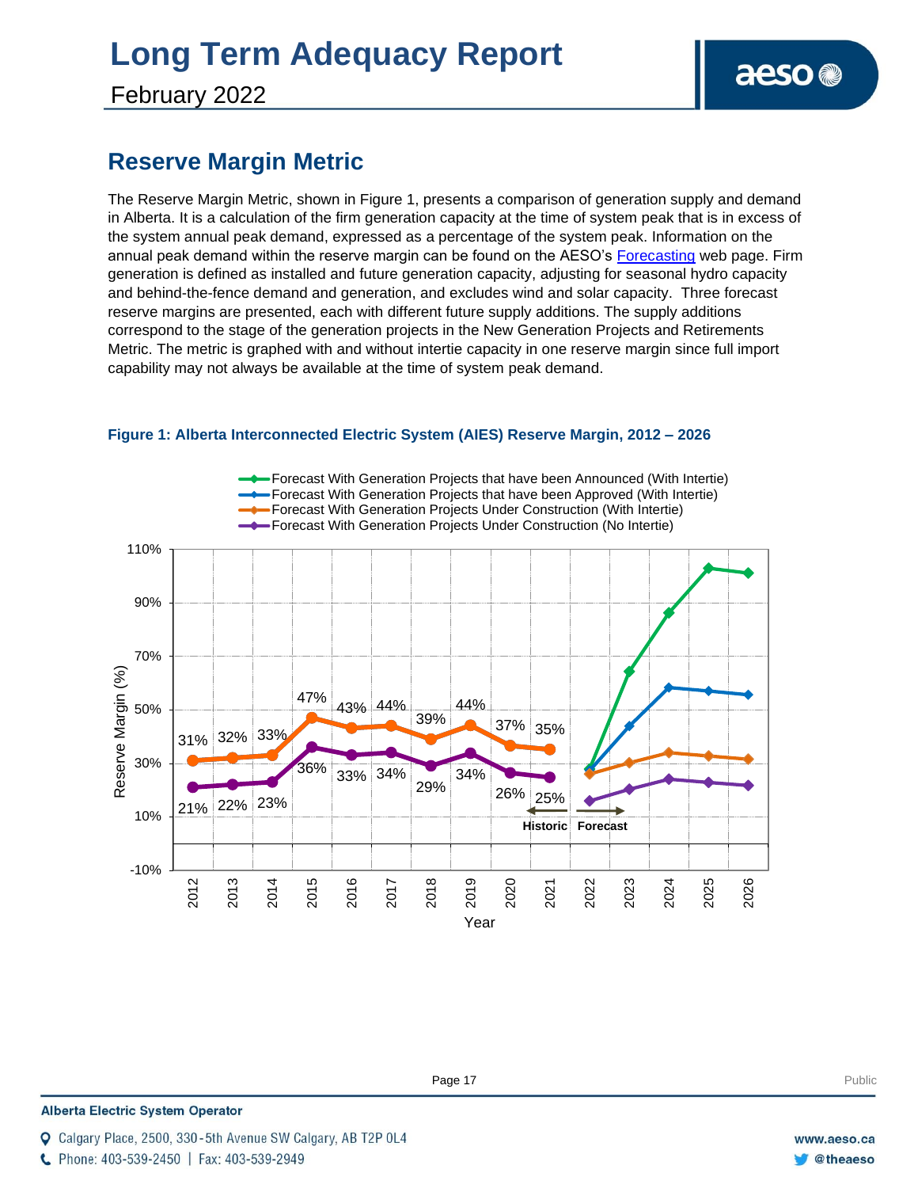## Reserve Margin Metric

The Reserve Margin Metric, shown in Figure 1, presents a comparison of generation supply and demand in Alberta. It is a calculation of the firm generation capacity at the time of system peak that is in excess of the system annual peak demand, expressed as a percentage of the system peak. Information on the annual peak demand within the reserve margin can be found on the AESO's Forecasting web page. Firm generation is defined as installed and future generation capacity, adjusting for seasonal hydro capacity and behind-the-fence demand and generation, and excludes wind and solar capacity. Three forecast reserve margins are presented, each with different future supply additions. The supply additions correspond to the stage of the generation projects in the New Generation Projects and Retirements Metric. The metric is graphed with and without intertie capacity in one reserve margin since full import capability may not always be available at the time of system peak demand.

**Figure 1: Alberta Interconnected Electric System (AIES) Reserve Margin, 2012 – 2026**

Legend:
- Forecast With Generation Projects that have been Announced (With Intertie)
- Forecast With Generation Projects that have been Approved (With Intertie)
- Forecast With Generation Projects Under Construction (With Intertie)
- Forecast With Generation Projects Under Construction (No Intertie)

| Year | 2012 | 2013 | 2014 | 2015 | 2016 | 2017 | 2018 | 2019 | 2020 | 2021 |
|---|---|---|---|---|---|---|---|---|---|---|
| Historic (With Intertie) | 31% | 32% | 33% | 47% | 43% | 44% | 39% | 44% | 37% | 35% |
| Historic (No Intertie) | 21% | 22% | 23% | 36% | 33% | 34% | 29% | 34% | 26% | 25% |

Reserve Margin (%) — Year — Historic / Forecast (2022–2026)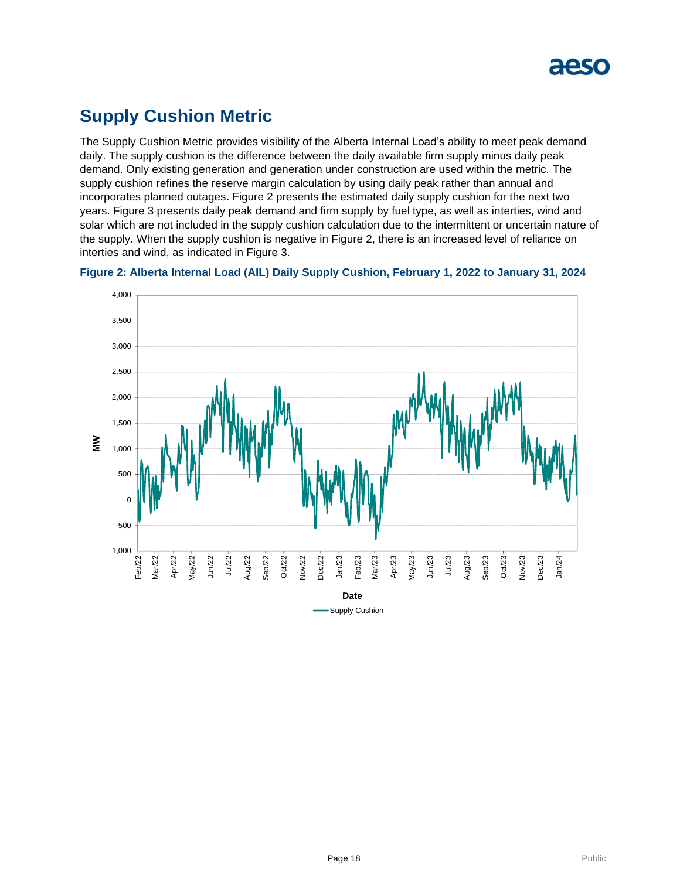## Supply Cushion Metric

The Supply Cushion Metric provides visibility of the Alberta Internal Load's ability to meet peak demand daily. The supply cushion is the difference between the daily available firm supply minus daily peak demand. Only existing generation and generation under construction are used within the metric. The supply cushion refines the reserve margin calculation by using daily peak rather than annual and incorporates planned outages. Figure 2 presents the estimated daily supply cushion for the next two years. Figure 3 presents daily peak demand and firm supply by fuel type, as well as interties, wind and solar which are not included in the supply cushion calculation due to the intermittent or uncertain nature of the supply. When the supply cushion is negative in Figure 2, there is an increased level of reliance on interties and wind, as indicated in Figure 3.

**Figure 2: Alberta Internal Load (AIL) Daily Supply Cushion, February 1, 2022 to January 31, 2024**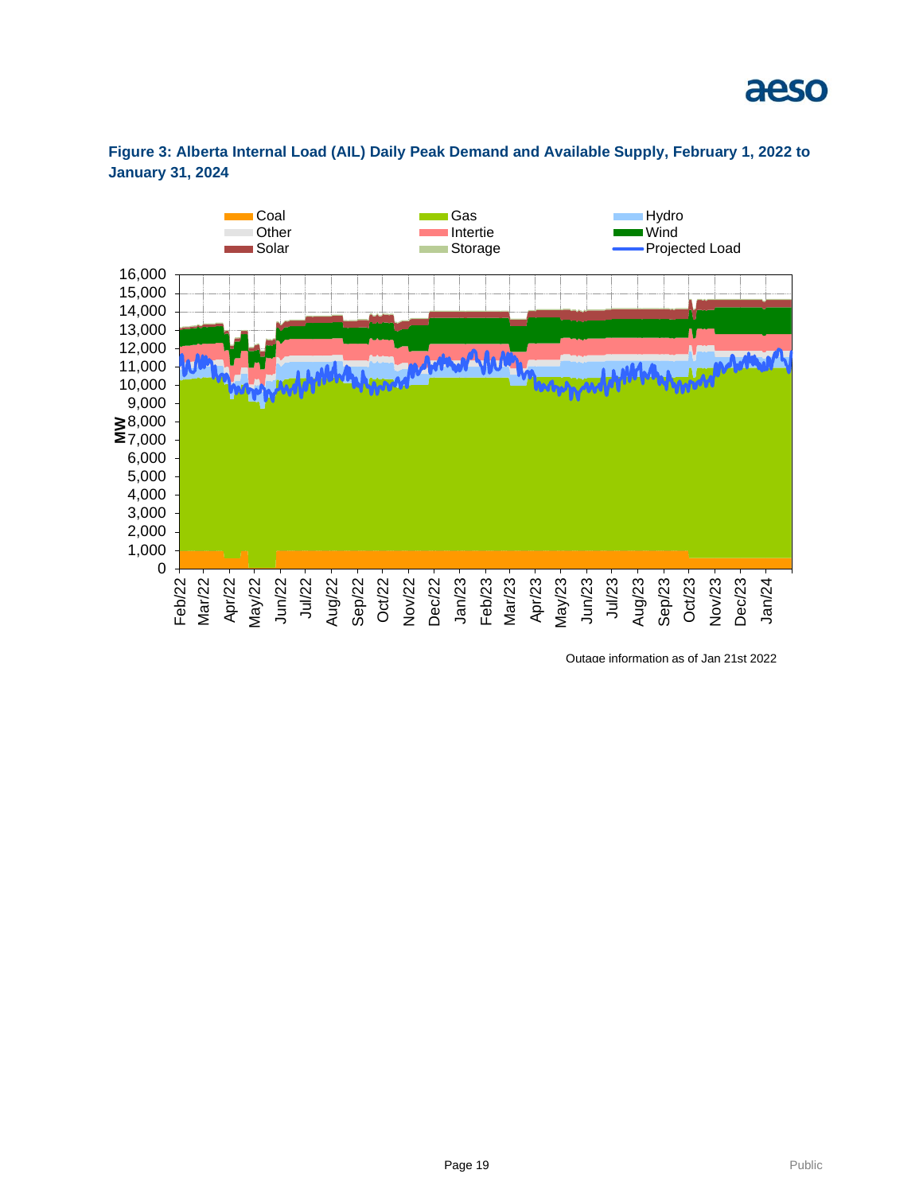**Figure 3: Alberta Internal Load (AIL) Daily Peak Demand and Available Supply, February 1, 2022 to January 31, 2024**

Outage information as of Jan 21st 2022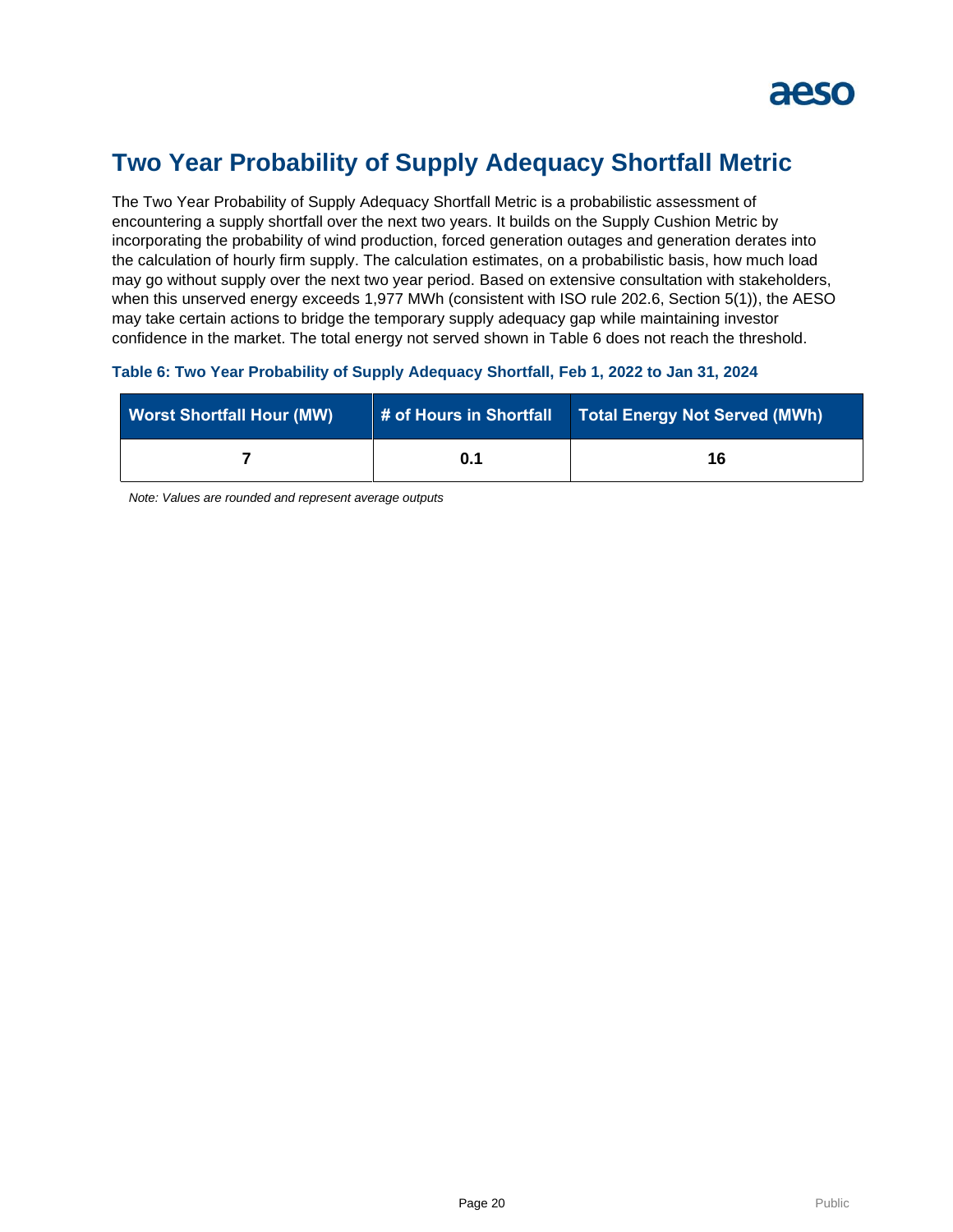# Two Year Probability of Supply Adequacy Shortfall Metric

The Two Year Probability of Supply Adequacy Shortfall Metric is a probabilistic assessment of encountering a supply shortfall over the next two years. It builds on the Supply Cushion Metric by incorporating the probability of wind production, forced generation outages and generation derates into the calculation of hourly firm supply. The calculation estimates, on a probabilistic basis, how much load may go without supply over the next two year period. Based on extensive consultation with stakeholders, when this unserved energy exceeds 1,977 MWh (consistent with ISO rule 202.6, Section 5(1)), the AESO may take certain actions to bridge the temporary supply adequacy gap while maintaining investor confidence in the market. The total energy not served shown in Table 6 does not reach the threshold.

**Table 6: Two Year Probability of Supply Adequacy Shortfall, Feb 1, 2022 to Jan 31, 2024**

| Worst Shortfall Hour (MW) | # of Hours in Shortfall | Total Energy Not Served (MWh) |
|---|---|---|
| 7 | 0.1 | 16 |

*Note: Values are rounded and represent average outputs*